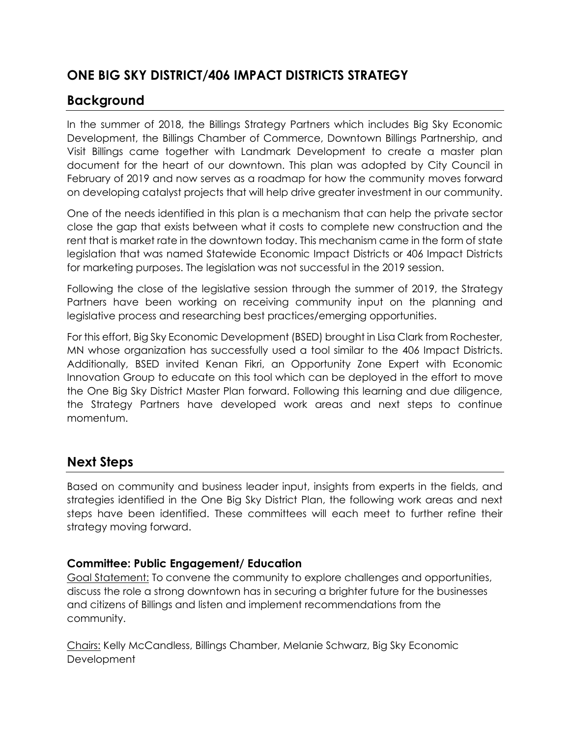# ONE BIG SKY DISTRICT/406 IMPACT DISTRICTS STRATEGY

## Background

In the summer of 2018, the Billings Strategy Partners which includes Big Sky Economic Development, the Billings Chamber of Commerce, Downtown Billings Partnership, and Visit Billings came together with Landmark Development to create a master plan document for the heart of our downtown. This plan was adopted by City Council in February of 2019 and now serves as a roadmap for how the community moves forward on developing catalyst projects that will help drive greater investment in our community.

One of the needs identified in this plan is a mechanism that can help the private sector close the gap that exists between what it costs to complete new construction and the rent that is market rate in the downtown today. This mechanism came in the form of state legislation that was named Statewide Economic Impact Districts or 406 Impact Districts for marketing purposes. The legislation was not successful in the 2019 session.

Following the close of the legislative session through the summer of 2019, the Strategy Partners have been working on receiving community input on the planning and legislative process and researching best practices/emerging opportunities.

For this effort, Big Sky Economic Development (BSED) brought in Lisa Clark from Rochester, MN whose organization has successfully used a tool similar to the 406 Impact Districts. Additionally, BSED invited Kenan Fikri, an Opportunity Zone Expert with Economic Innovation Group to educate on this tool which can be deployed in the effort to move the One Big Sky District Master Plan forward. Following this learning and due diligence, the Strategy Partners have developed work areas and next steps to continue momentum.

## Next Steps

Based on community and business leader input, insights from experts in the fields, and strategies identified in the One Big Sky District Plan, the following work areas and next steps have been identified. These committees will each meet to further refine their strategy moving forward.

### Committee: Public Engagement/ Education

Goal Statement: To convene the community to explore challenges and opportunities, discuss the role a strong downtown has in securing a brighter future for the businesses and citizens of Billings and listen and implement recommendations from the community.

Chairs: Kelly McCandless, Billings Chamber, Melanie Schwarz, Big Sky Economic Development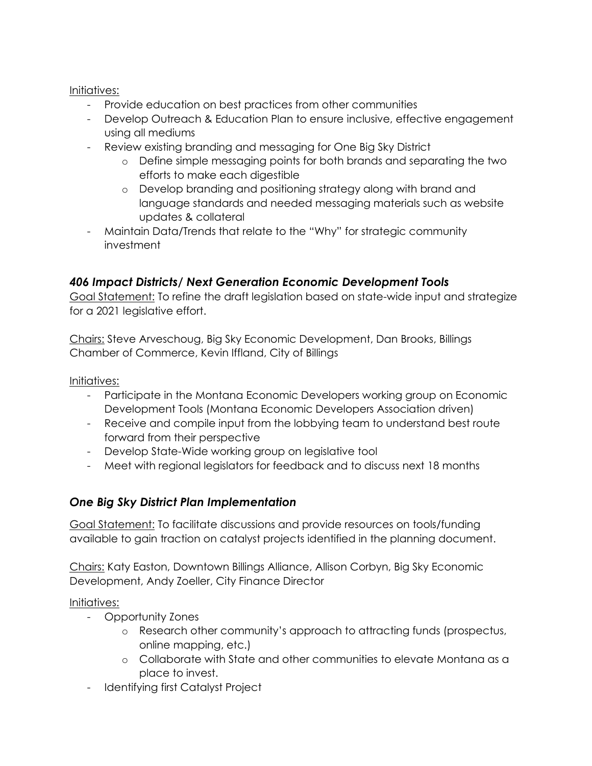Initiatives:

- Provide education on best practices from other communities
- Develop Outreach & Education Plan to ensure inclusive, effective engagement using all mediums
- Review existing branding and messaging for One Big Sky District
  - Define simple messaging points for both brands and separating the two efforts to make each digestible
  - Develop branding and positioning strategy along with brand and language standards and needed messaging materials such as website updates & collateral
- Maintain Data/Trends that relate to the "Why" for strategic community investment

### *406 Impact Districts/ Next Generation Economic Development Tools*

Goal Statement: To refine the draft legislation based on state-wide input and strategize for a 2021 legislative effort.

Chairs: Steve Arveschoug, Big Sky Economic Development, Dan Brooks, Billings Chamber of Commerce, Kevin Iffland, City of Billings

Initiatives:

- Participate in the Montana Economic Developers working group on Economic Development Tools (Montana Economic Developers Association driven)
- Receive and compile input from the lobbying team to understand best route forward from their perspective
- Develop State-Wide working group on legislative tool
- Meet with regional legislators for feedback and to discuss next 18 months

### *One Big Sky District Plan Implementation*

Goal Statement: To facilitate discussions and provide resources on tools/funding available to gain traction on catalyst projects identified in the planning document.

Chairs: Katy Easton, Downtown Billings Alliance, Allison Corbyn, Big Sky Economic Development, Andy Zoeller, City Finance Director

Initiatives:

- Opportunity Zones
  - Research other community's approach to attracting funds (prospectus, online mapping, etc.)
  - Collaborate with State and other communities to elevate Montana as a place to invest.
- Identifying first Catalyst Project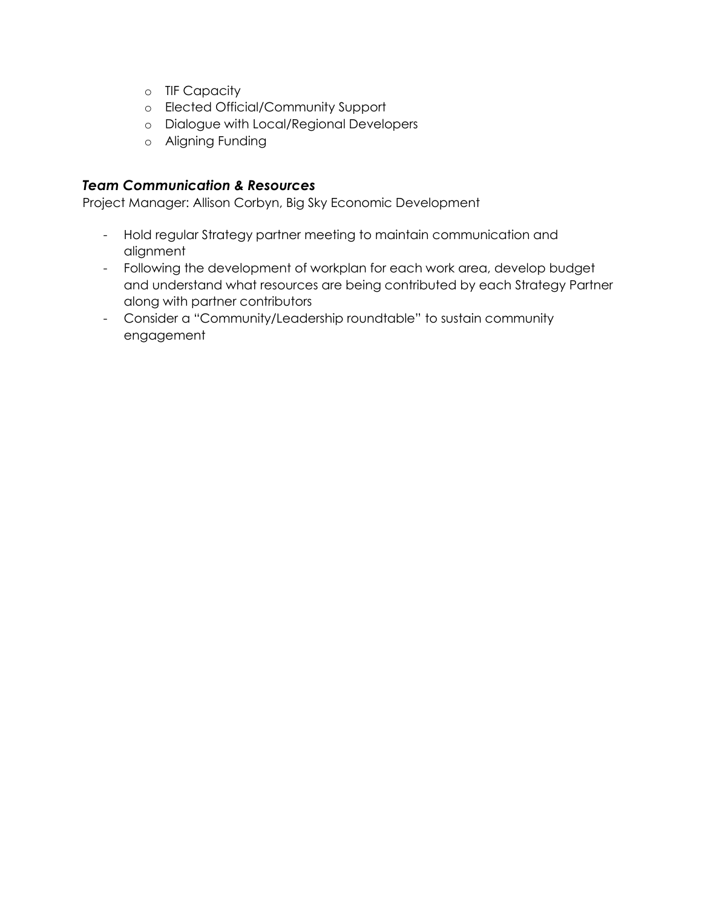- TIF Capacity
  - Elected Official/Community Support
  - Dialogue with Local/Regional Developers
  - Aligning Funding

### ***Team Communication & Resources***

Project Manager: Allison Corbyn, Big Sky Economic Development

- Hold regular Strategy partner meeting to maintain communication and alignment
- Following the development of workplan for each work area, develop budget and understand what resources are being contributed by each Strategy Partner along with partner contributors
- Consider a "Community/Leadership roundtable" to sustain community engagement